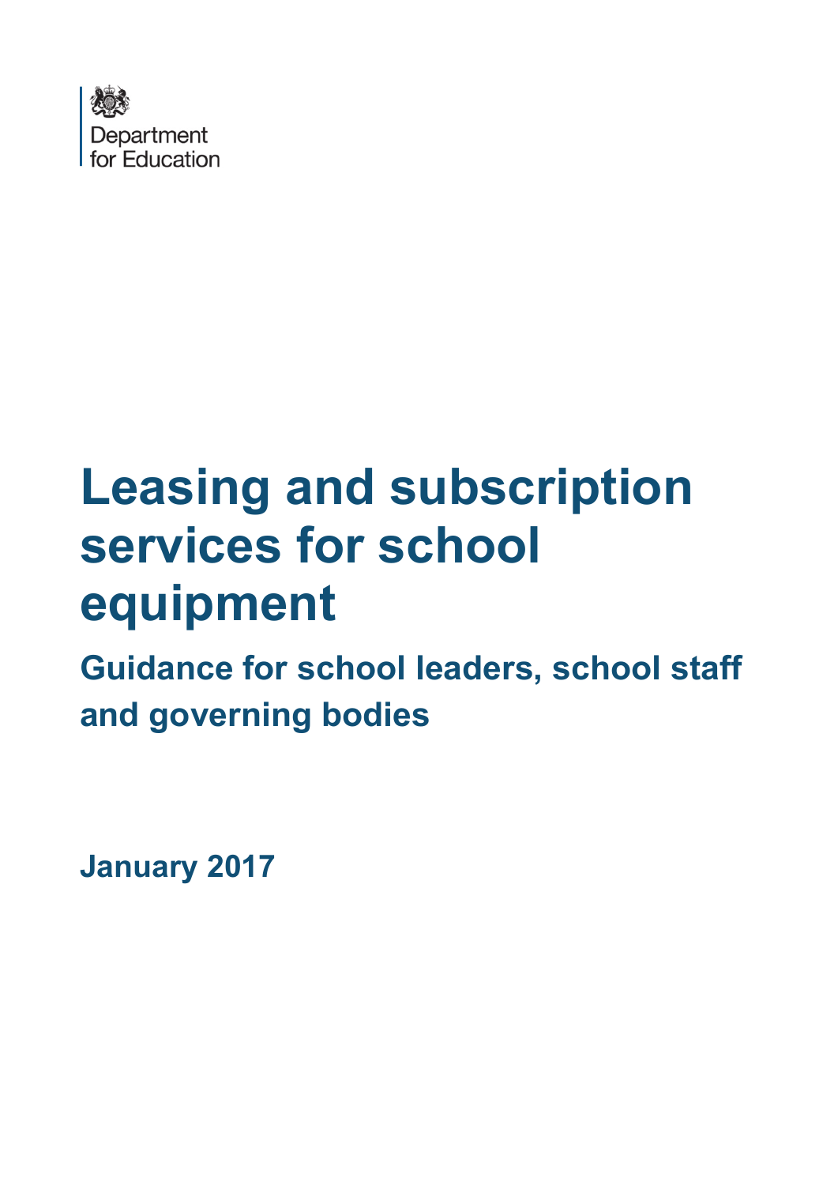Department for Education

# Leasing and subscription services for school equipment

## Guidance for school leaders, school staff and governing bodies

**January 2017**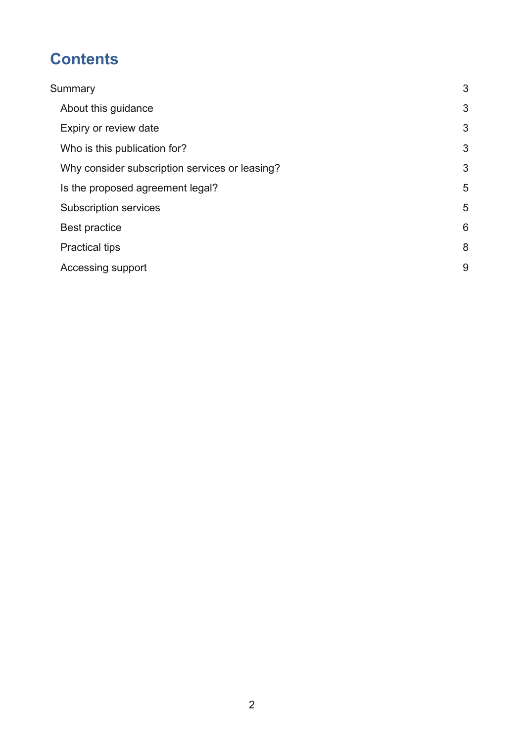# Contents

Summary 3

- About this guidance 3
- Expiry or review date 3
- Who is this publication for? 3
- Why consider subscription services or leasing? 3
- Is the proposed agreement legal? 5
- Subscription services 5
- Best practice 6
- Practical tips 8
- Accessing support 9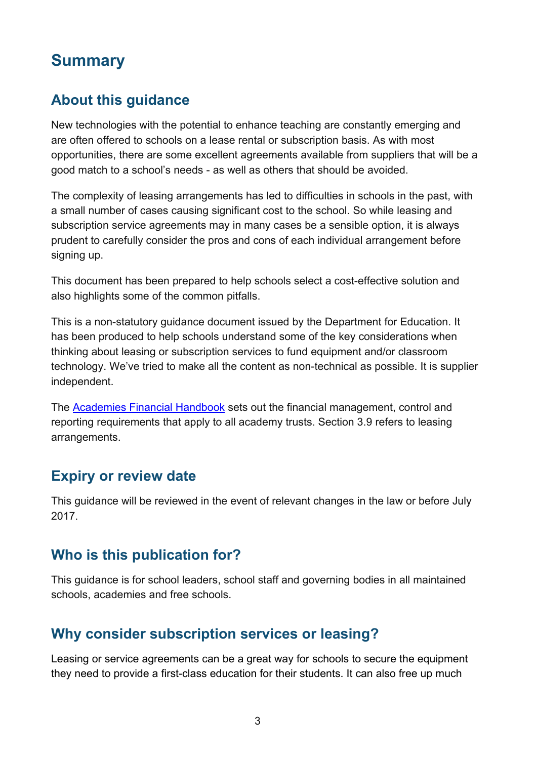# Summary

## About this guidance

New technologies with the potential to enhance teaching are constantly emerging and are often offered to schools on a lease rental or subscription basis. As with most opportunities, there are some excellent agreements available from suppliers that will be a good match to a school's needs - as well as others that should be avoided.

The complexity of leasing arrangements has led to difficulties in schools in the past, with a small number of cases causing significant cost to the school. So while leasing and subscription service agreements may in many cases be a sensible option, it is always prudent to carefully consider the pros and cons of each individual arrangement before signing up.

This document has been prepared to help schools select a cost-effective solution and also highlights some of the common pitfalls.

This is a non-statutory guidance document issued by the Department for Education. It has been produced to help schools understand some of the key considerations when thinking about leasing or subscription services to fund equipment and/or classroom technology. We've tried to make all the content as non-technical as possible. It is supplier independent.

The Academies Financial Handbook sets out the financial management, control and reporting requirements that apply to all academy trusts. Section 3.9 refers to leasing arrangements.

## Expiry or review date

This guidance will be reviewed in the event of relevant changes in the law or before July 2017.

## Who is this publication for?

This guidance is for school leaders, school staff and governing bodies in all maintained schools, academies and free schools.

## Why consider subscription services or leasing?

Leasing or service agreements can be a great way for schools to secure the equipment they need to provide a first-class education for their students. It can also free up much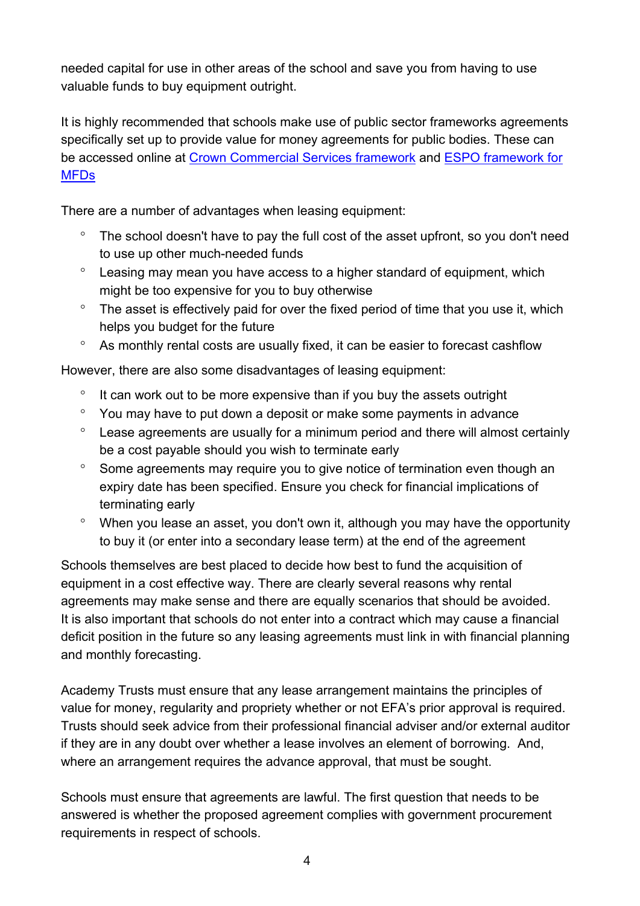needed capital for use in other areas of the school and save you from having to use valuable funds to buy equipment outright.

It is highly recommended that schools make use of public sector frameworks agreements specifically set up to provide value for money agreements for public bodies. These can be accessed online at Crown Commercial Services framework and ESPO framework for MFDs

There are a number of advantages when leasing equipment:

- The school doesn't have to pay the full cost of the asset upfront, so you don't need to use up other much-needed funds
- Leasing may mean you have access to a higher standard of equipment, which might be too expensive for you to buy otherwise
- The asset is effectively paid for over the fixed period of time that you use it, which helps you budget for the future
- As monthly rental costs are usually fixed, it can be easier to forecast cashflow

However, there are also some disadvantages of leasing equipment:

- It can work out to be more expensive than if you buy the assets outright
- You may have to put down a deposit or make some payments in advance
- Lease agreements are usually for a minimum period and there will almost certainly be a cost payable should you wish to terminate early
- Some agreements may require you to give notice of termination even though an expiry date has been specified. Ensure you check for financial implications of terminating early
- When you lease an asset, you don't own it, although you may have the opportunity to buy it (or enter into a secondary lease term) at the end of the agreement

Schools themselves are best placed to decide how best to fund the acquisition of equipment in a cost effective way. There are clearly several reasons why rental agreements may make sense and there are equally scenarios that should be avoided. It is also important that schools do not enter into a contract which may cause a financial deficit position in the future so any leasing agreements must link in with financial planning and monthly forecasting.

Academy Trusts must ensure that any lease arrangement maintains the principles of value for money, regularity and propriety whether or not EFA's prior approval is required. Trusts should seek advice from their professional financial adviser and/or external auditor if they are in any doubt over whether a lease involves an element of borrowing. And, where an arrangement requires the advance approval, that must be sought.

Schools must ensure that agreements are lawful. The first question that needs to be answered is whether the proposed agreement complies with government procurement requirements in respect of schools.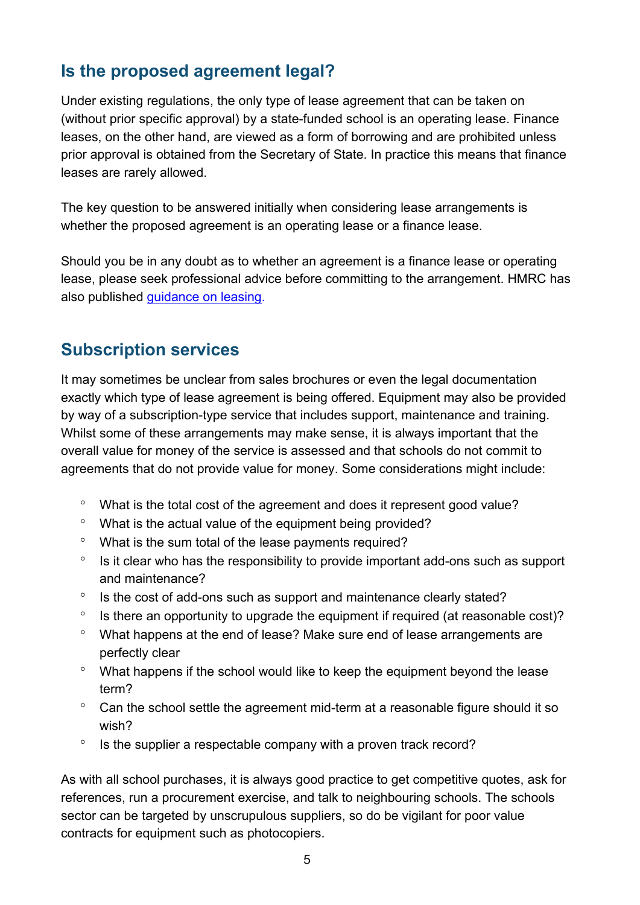## Is the proposed agreement legal?

Under existing regulations, the only type of lease agreement that can be taken on (without prior specific approval) by a state-funded school is an operating lease. Finance leases, on the other hand, are viewed as a form of borrowing and are prohibited unless prior approval is obtained from the Secretary of State. In practice this means that finance leases are rarely allowed.

The key question to be answered initially when considering lease arrangements is whether the proposed agreement is an operating lease or a finance lease.

Should you be in any doubt as to whether an agreement is a finance lease or operating lease, please seek professional advice before committing to the arrangement. HMRC has also published guidance on leasing.

## Subscription services

It may sometimes be unclear from sales brochures or even the legal documentation exactly which type of lease agreement is being offered. Equipment may also be provided by way of a subscription-type service that includes support, maintenance and training. Whilst some of these arrangements may make sense, it is always important that the overall value for money of the service is assessed and that schools do not commit to agreements that do not provide value for money. Some considerations might include:

- What is the total cost of the agreement and does it represent good value?
- What is the actual value of the equipment being provided?
- What is the sum total of the lease payments required?
- Is it clear who has the responsibility to provide important add-ons such as support and maintenance?
- Is the cost of add-ons such as support and maintenance clearly stated?
- Is there an opportunity to upgrade the equipment if required (at reasonable cost)?
- What happens at the end of lease? Make sure end of lease arrangements are perfectly clear
- What happens if the school would like to keep the equipment beyond the lease term?
- Can the school settle the agreement mid-term at a reasonable figure should it so wish?
- Is the supplier a respectable company with a proven track record?

As with all school purchases, it is always good practice to get competitive quotes, ask for references, run a procurement exercise, and talk to neighbouring schools. The schools sector can be targeted by unscrupulous suppliers, so do be vigilant for poor value contracts for equipment such as photocopiers.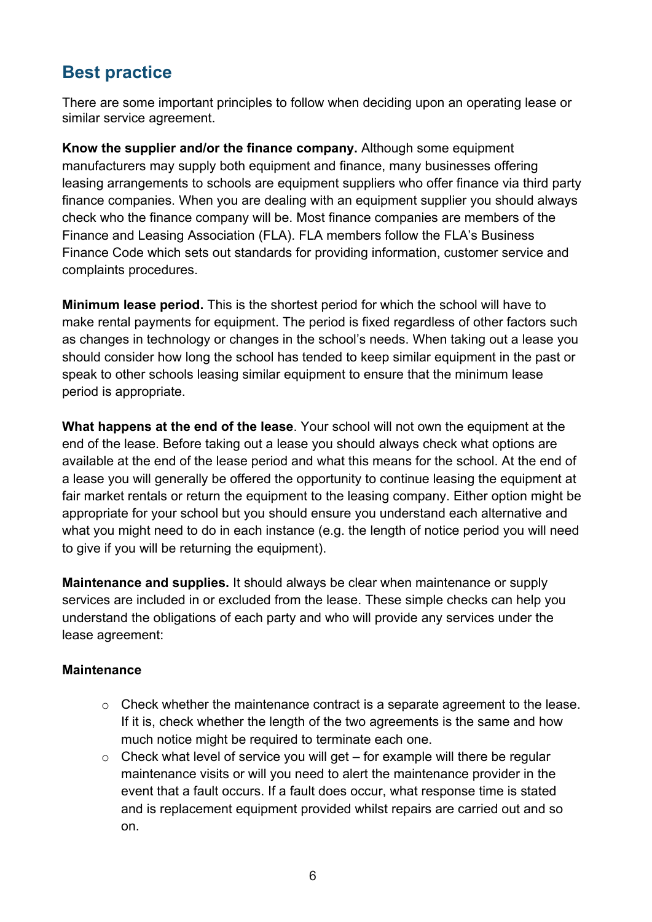## Best practice

There are some important principles to follow when deciding upon an operating lease or similar service agreement.

**Know the supplier and/or the finance company.** Although some equipment manufacturers may supply both equipment and finance, many businesses offering leasing arrangements to schools are equipment suppliers who offer finance via third party finance companies. When you are dealing with an equipment supplier you should always check who the finance company will be. Most finance companies are members of the Finance and Leasing Association (FLA). FLA members follow the FLA's Business Finance Code which sets out standards for providing information, customer service and complaints procedures.

**Minimum lease period.** This is the shortest period for which the school will have to make rental payments for equipment. The period is fixed regardless of other factors such as changes in technology or changes in the school's needs. When taking out a lease you should consider how long the school has tended to keep similar equipment in the past or speak to other schools leasing similar equipment to ensure that the minimum lease period is appropriate.

**What happens at the end of the lease**. Your school will not own the equipment at the end of the lease. Before taking out a lease you should always check what options are available at the end of the lease period and what this means for the school. At the end of a lease you will generally be offered the opportunity to continue leasing the equipment at fair market rentals or return the equipment to the leasing company. Either option might be appropriate for your school but you should ensure you understand each alternative and what you might need to do in each instance (e.g. the length of notice period you will need to give if you will be returning the equipment).

**Maintenance and supplies.** It should always be clear when maintenance or supply services are included in or excluded from the lease. These simple checks can help you understand the obligations of each party and who will provide any services under the lease agreement:

**Maintenance**

- Check whether the maintenance contract is a separate agreement to the lease. If it is, check whether the length of the two agreements is the same and how much notice might be required to terminate each one.
- Check what level of service you will get – for example will there be regular maintenance visits or will you need to alert the maintenance provider in the event that a fault occurs. If a fault does occur, what response time is stated and is replacement equipment provided whilst repairs are carried out and so on.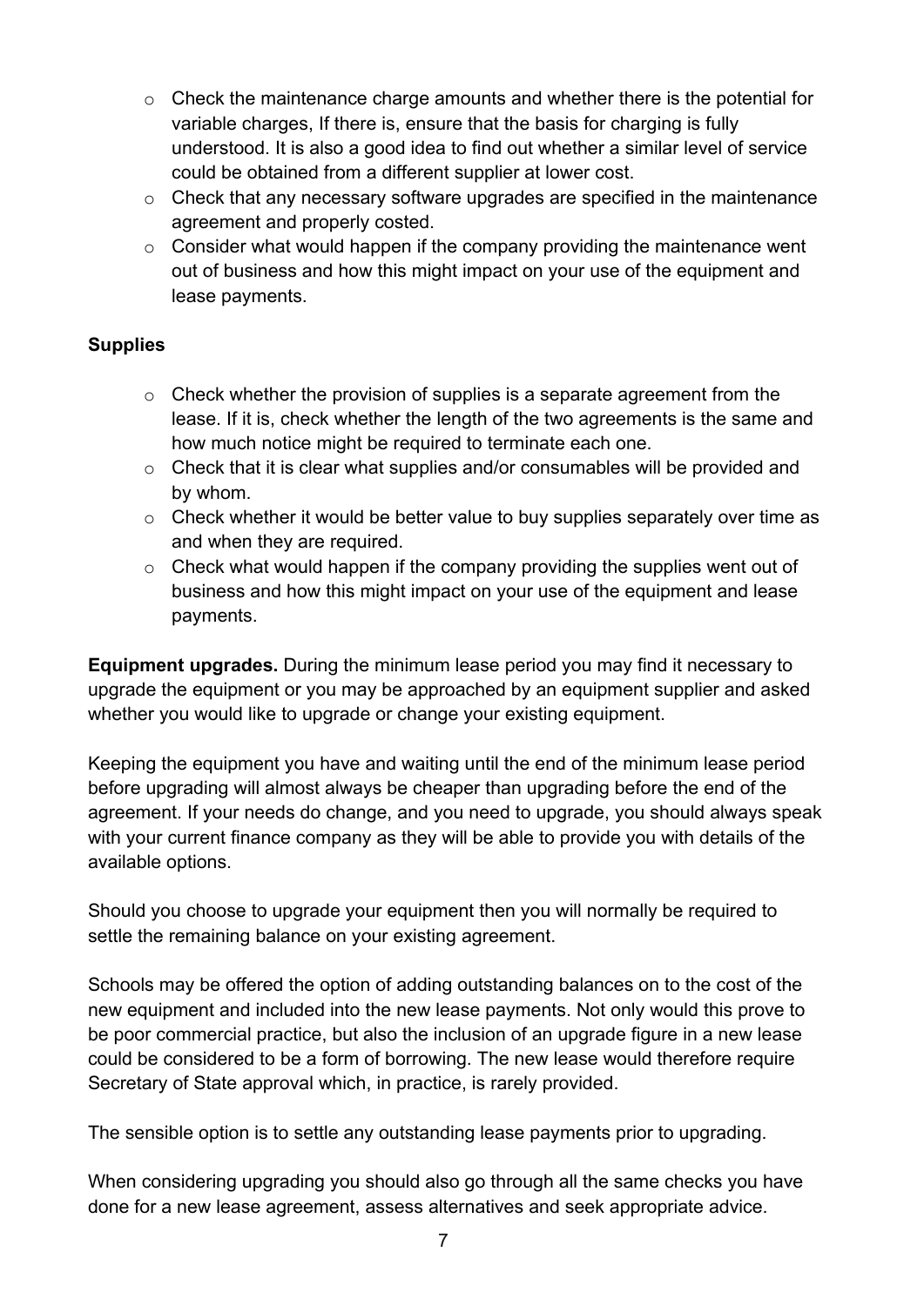- Check the maintenance charge amounts and whether there is the potential for variable charges, If there is, ensure that the basis for charging is fully understood. It is also a good idea to find out whether a similar level of service could be obtained from a different supplier at lower cost.
- Check that any necessary software upgrades are specified in the maintenance agreement and properly costed.
- Consider what would happen if the company providing the maintenance went out of business and how this might impact on your use of the equipment and lease payments.

**Supplies**

- Check whether the provision of supplies is a separate agreement from the lease. If it is, check whether the length of the two agreements is the same and how much notice might be required to terminate each one.
- Check that it is clear what supplies and/or consumables will be provided and by whom.
- Check whether it would be better value to buy supplies separately over time as and when they are required.
- Check what would happen if the company providing the supplies went out of business and how this might impact on your use of the equipment and lease payments.

**Equipment upgrades.** During the minimum lease period you may find it necessary to upgrade the equipment or you may be approached by an equipment supplier and asked whether you would like to upgrade or change your existing equipment.

Keeping the equipment you have and waiting until the end of the minimum lease period before upgrading will almost always be cheaper than upgrading before the end of the agreement. If your needs do change, and you need to upgrade, you should always speak with your current finance company as they will be able to provide you with details of the available options.

Should you choose to upgrade your equipment then you will normally be required to settle the remaining balance on your existing agreement.

Schools may be offered the option of adding outstanding balances on to the cost of the new equipment and included into the new lease payments. Not only would this prove to be poor commercial practice, but also the inclusion of an upgrade figure in a new lease could be considered to be a form of borrowing. The new lease would therefore require Secretary of State approval which, in practice, is rarely provided.

The sensible option is to settle any outstanding lease payments prior to upgrading.

When considering upgrading you should also go through all the same checks you have done for a new lease agreement, assess alternatives and seek appropriate advice.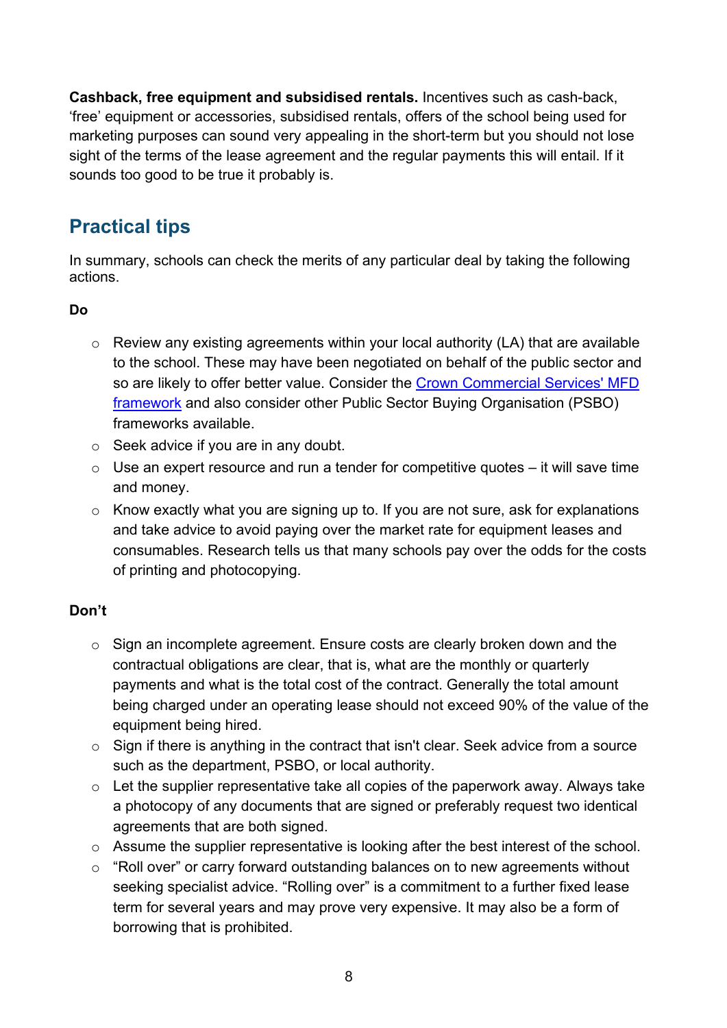**Cashback, free equipment and subsidised rentals.** Incentives such as cash-back, 'free' equipment or accessories, subsidised rentals, offers of the school being used for marketing purposes can sound very appealing in the short-term but you should not lose sight of the terms of the lease agreement and the regular payments this will entail. If it sounds too good to be true it probably is.

## Practical tips

In summary, schools can check the merits of any particular deal by taking the following actions.

**Do**

- Review any existing agreements within your local authority (LA) that are available to the school. These may have been negotiated on behalf of the public sector and so are likely to offer better value. Consider the Crown Commercial Services' MFD framework and also consider other Public Sector Buying Organisation (PSBO) frameworks available.
- Seek advice if you are in any doubt.
- Use an expert resource and run a tender for competitive quotes – it will save time and money.
- Know exactly what you are signing up to. If you are not sure, ask for explanations and take advice to avoid paying over the market rate for equipment leases and consumables. Research tells us that many schools pay over the odds for the costs of printing and photocopying.

**Don't**

- Sign an incomplete agreement. Ensure costs are clearly broken down and the contractual obligations are clear, that is, what are the monthly or quarterly payments and what is the total cost of the contract. Generally the total amount being charged under an operating lease should not exceed 90% of the value of the equipment being hired.
- Sign if there is anything in the contract that isn't clear. Seek advice from a source such as the department, PSBO, or local authority.
- Let the supplier representative take all copies of the paperwork away. Always take a photocopy of any documents that are signed or preferably request two identical agreements that are both signed.
- Assume the supplier representative is looking after the best interest of the school.
- "Roll over" or carry forward outstanding balances on to new agreements without seeking specialist advice. "Rolling over" is a commitment to a further fixed lease term for several years and may prove very expensive. It may also be a form of borrowing that is prohibited.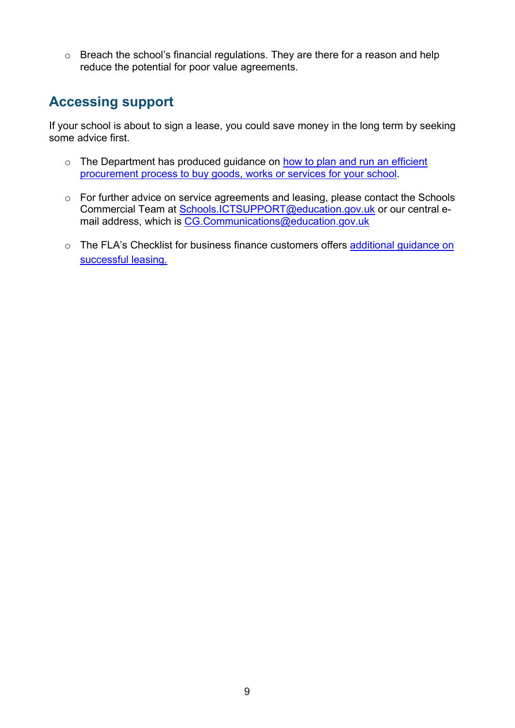- Breach the school's financial regulations. They are there for a reason and help reduce the potential for poor value agreements.

## Accessing support

If your school is about to sign a lease, you could save money in the long term by seeking some advice first.

- The Department has produced guidance on how to plan and run an efficient procurement process to buy goods, works or services for your school.
- For further advice on service agreements and leasing, please contact the Schools Commercial Team at Schools.ICTSUPPORT@education.gov.uk or our central e-mail address, which is CG.Communications@education.gov.uk
- The FLA's Checklist for business finance customers offers additional guidance on successful leasing.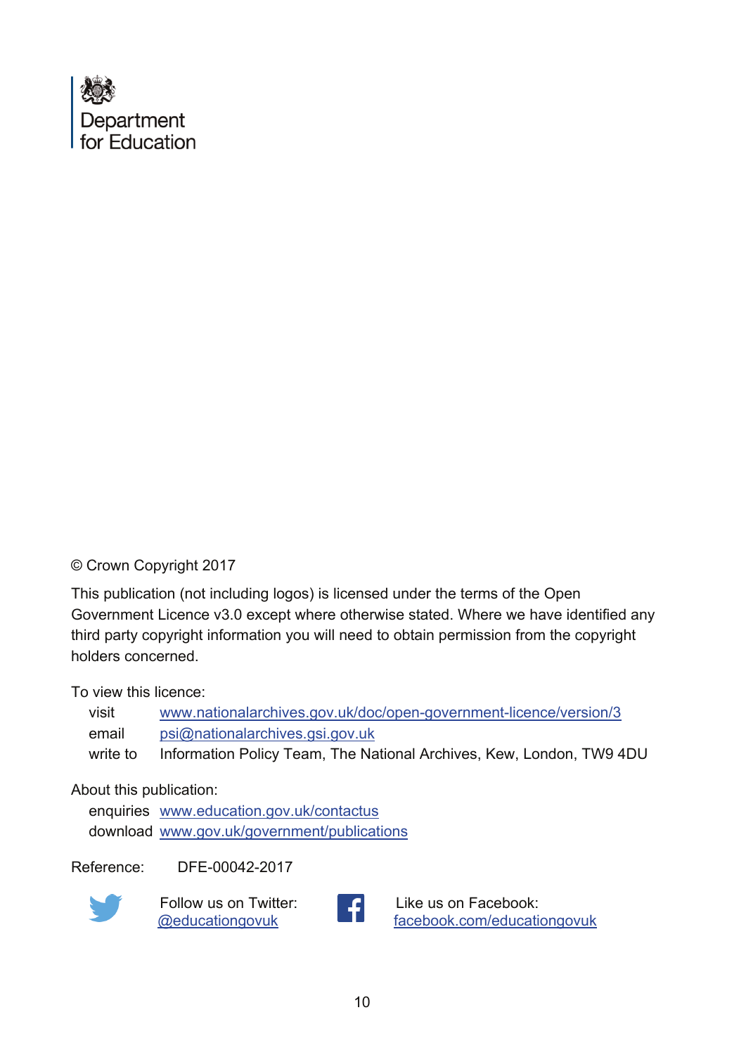Department for Education

© Crown Copyright 2017

This publication (not including logos) is licensed under the terms of the Open Government Licence v3.0 except where otherwise stated. Where we have identified any third party copyright information you will need to obtain permission from the copyright holders concerned.

To view this licence:

| | |
|---|---|
| visit | www.nationalarchives.gov.uk/doc/open-government-licence/version/3 |
| email | psi@nationalarchives.gsi.gov.uk |
| write to | Information Policy Team, The National Archives, Kew, London, TW9 4DU |

About this publication:

| | |
|---|---|
| enquiries | www.education.gov.uk/contactus |
| download | www.gov.uk/government/publications |

Reference: DFE-00042-2017

Follow us on Twitter: @educationgovuk

Like us on Facebook: facebook.com/educationgovuk